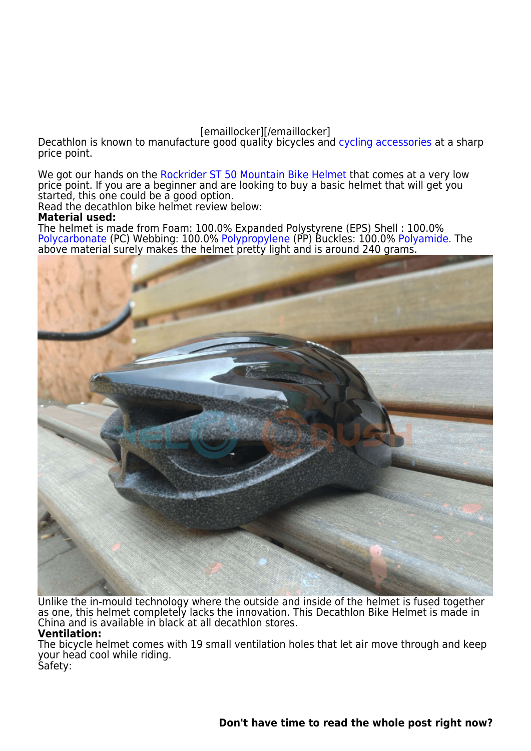[emaillocker][/emaillocker]

Decathlon is known to manufacture good quality bicycles and cycling accessories at a sharp price point.

We got our hands on the Rockrider ST 50 Mountain Bike Helmet that comes at a very low price point. If you are a beginner and are looking to buy a basic helmet that will get you started, this one could be a good option.

Read the decathlon bike helmet review below:

**Material used:**

The helmet is made from Foam: 100.0% Expanded Polystyrene (EPS) Shell : 100.0% Polycarbonate (PC) Webbing: 100.0% Polypropylene (PP) Buckles: 100.0% Polyamide. The above material surely makes the helmet pretty light and is around 240 grams.

Unlike the in-mould technology where the outside and inside of the helmet is fused together as one, this helmet completely lacks the innovation. This Decathlon Bike Helmet is made in China and is available in black at all decathlon stores.

**Ventilation:**

The bicycle helmet comes with 19 small ventilation holes that let air move through and keep your head cool while riding.

Safety:

**Don't have time to read the whole post right now?**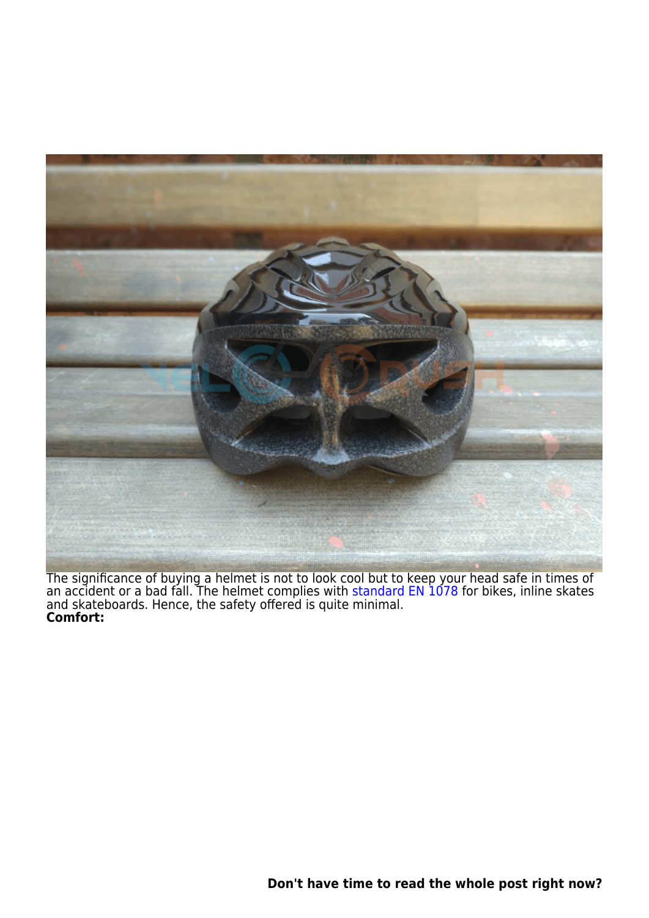The significance of buying a helmet is not to look cool but to keep your head safe in times of an accident or a bad fall. The helmet complies with standard EN 1078 for bikes, inline skates and skateboards. Hence, the safety offered is quite minimal.

**Comfort:**

**Don't have time to read the whole post right now?**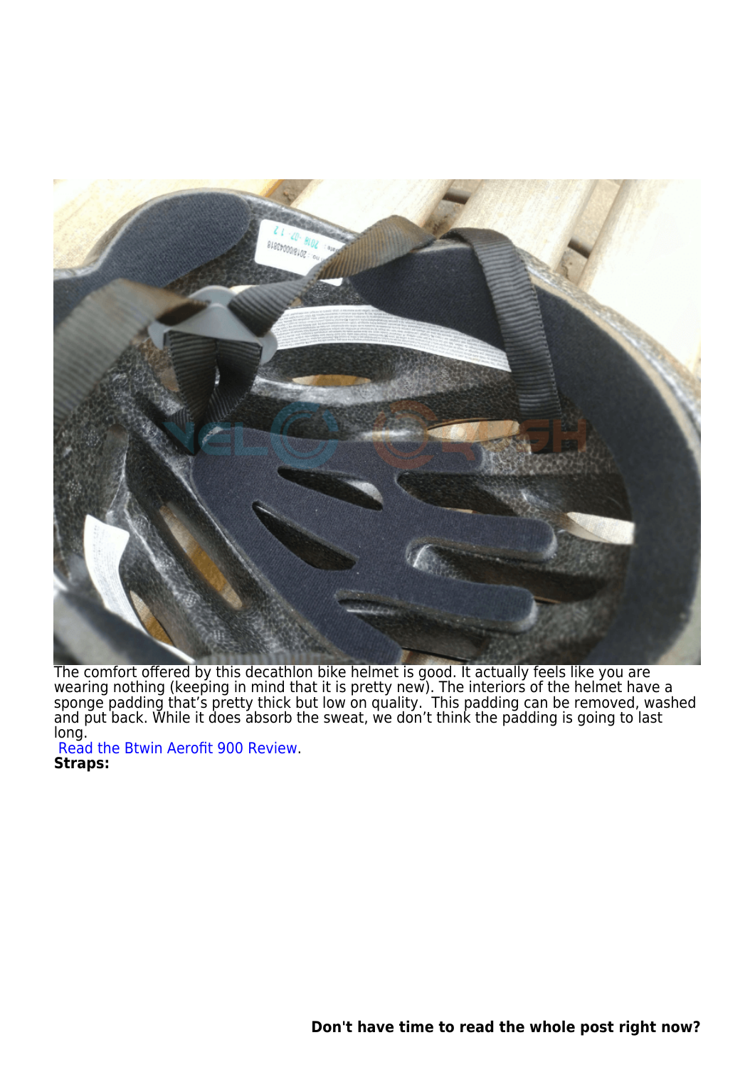The comfort offered by this decathlon bike helmet is good. It actually feels like you are wearing nothing (keeping in mind that it is pretty new). The interiors of the helmet have a sponge padding that's pretty thick but low on quality.  This padding can be removed, washed and put back. While it does absorb the sweat, we don't think the padding is going to last long.

Read the Btwin Aerofit 900 Review.

**Straps:**

**Don't have time to read the whole post right now?**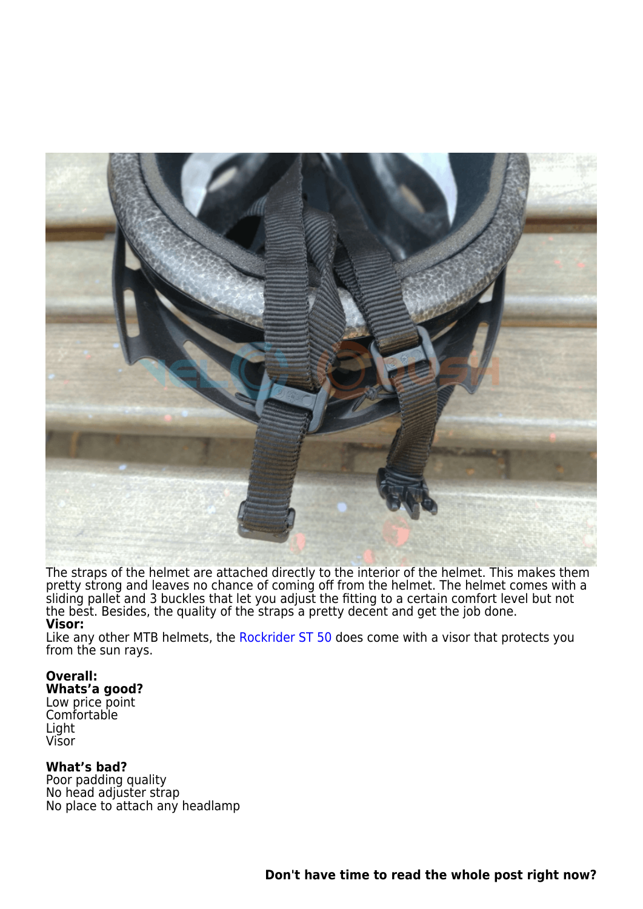The straps of the helmet are attached directly to the interior of the helmet. This makes them pretty strong and leaves no chance of coming off from the helmet. The helmet comes with a sliding pallet and 3 buckles that let you adjust the fitting to a certain comfort level but not the best. Besides, the quality of the straps a pretty decent and get the job done.

**Visor:**

Like any other MTB helmets, the Rockrider ST 50 does come with a visor that protects you from the sun rays.

**Overall:**

**Whats'a good?**

Low price point
Comfortable
Light
Visor

**What's bad?**

Poor padding quality
No head adjuster strap
No place to attach any headlamp

**Don't have time to read the whole post right now?**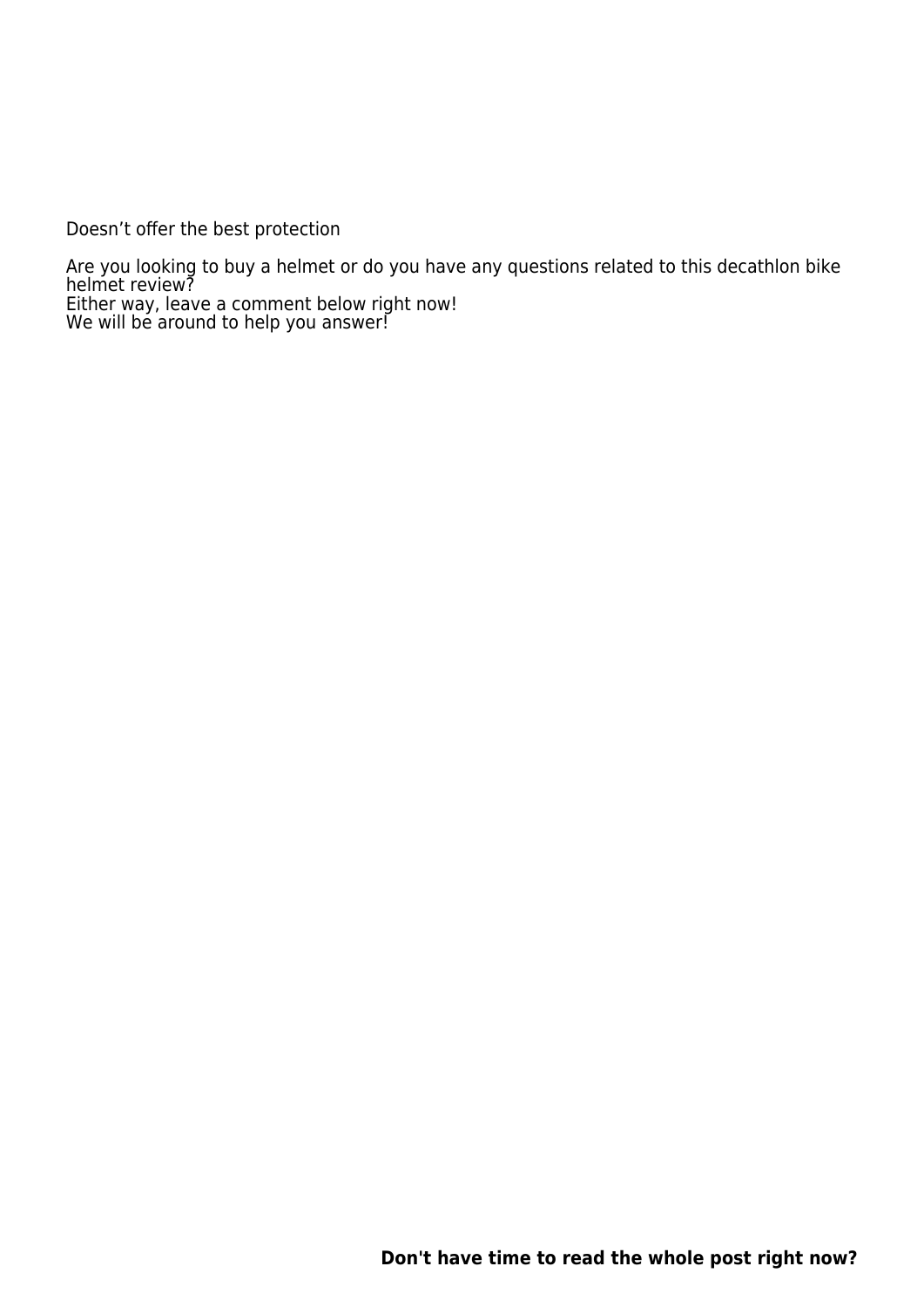Doesn’t offer the best protection

Are you looking to buy a helmet or do you have any questions related to this decathlon bike helmet review?
Either way, leave a comment below right now!
We will be around to help you answer!

**Don't have time to read the whole post right now?**